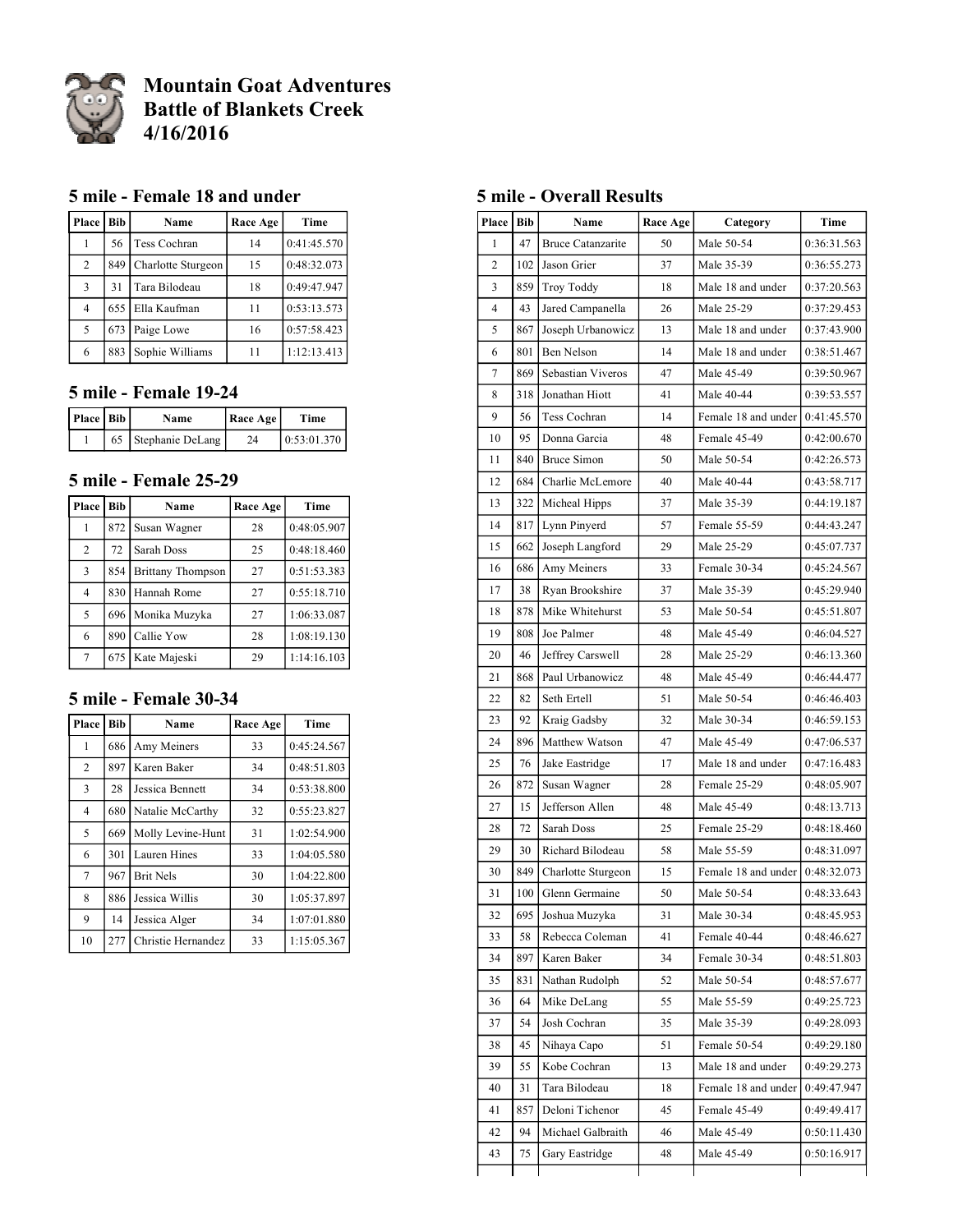# Mountain Goat Adventures
# Battle of Blankets Creek
# 4/16/2016

## 5 mile - Female 18 and under

| Place | Bib | Name | Race Age | Time |
|---|---|---|---|---|
| 1 | 56 | Tess Cochran | 14 | 0:41:45.570 |
| 2 | 849 | Charlotte Sturgeon | 15 | 0:48:32.073 |
| 3 | 31 | Tara Bilodeau | 18 | 0:49:47.947 |
| 4 | 655 | Ella Kaufman | 11 | 0:53:13.573 |
| 5 | 673 | Paige Lowe | 16 | 0:57:58.423 |
| 6 | 883 | Sophie Williams | 11 | 1:12:13.413 |

## 5 mile - Female 19-24

| Place | Bib | Name | Race Age | Time |
|---|---|---|---|---|
| 1 | 65 | Stephanie DeLang | 24 | 0:53:01.370 |

## 5 mile - Female 25-29

| Place | Bib | Name | Race Age | Time |
|---|---|---|---|---|
| 1 | 872 | Susan Wagner | 28 | 0:48:05.907 |
| 2 | 72 | Sarah Doss | 25 | 0:48:18.460 |
| 3 | 854 | Brittany Thompson | 27 | 0:51:53.383 |
| 4 | 830 | Hannah Rome | 27 | 0:55:18.710 |
| 5 | 696 | Monika Muzyka | 27 | 1:06:33.087 |
| 6 | 890 | Callie Yow | 28 | 1:08:19.130 |
| 7 | 675 | Kate Majeski | 29 | 1:14:16.103 |

## 5 mile - Female 30-34

| Place | Bib | Name | Race Age | Time |
|---|---|---|---|---|
| 1 | 686 | Amy Meiners | 33 | 0:45:24.567 |
| 2 | 897 | Karen Baker | 34 | 0:48:51.803 |
| 3 | 28 | Jessica Bennett | 34 | 0:53:38.800 |
| 4 | 680 | Natalie McCarthy | 32 | 0:55:23.827 |
| 5 | 669 | Molly Levine-Hunt | 31 | 1:02:54.900 |
| 6 | 301 | Lauren Hines | 33 | 1:04:05.580 |
| 7 | 967 | Brit Nels | 30 | 1:04:22.800 |
| 8 | 886 | Jessica Willis | 30 | 1:05:37.897 |
| 9 | 14 | Jessica Alger | 34 | 1:07:01.880 |
| 10 | 277 | Christie Hernandez | 33 | 1:15:05.367 |

## 5 mile - Overall Results

| Place | Bib | Name | Race Age | Category | Time |
|---|---|---|---|---|---|
| 1 | 47 | Bruce Catanzarite | 50 | Male 50-54 | 0:36:31.563 |
| 2 | 102 | Jason Grier | 37 | Male 35-39 | 0:36:55.273 |
| 3 | 859 | Troy Toddy | 18 | Male 18 and under | 0:37:20.563 |
| 4 | 43 | Jared Campanella | 26 | Male 25-29 | 0:37:29.453 |
| 5 | 867 | Joseph Urbanowicz | 13 | Male 18 and under | 0:37:43.900 |
| 6 | 801 | Ben Nelson | 14 | Male 18 and under | 0:38:51.467 |
| 7 | 869 | Sebastian Viveros | 47 | Male 45-49 | 0:39:50.967 |
| 8 | 318 | Jonathan Hiott | 41 | Male 40-44 | 0:39:53.557 |
| 9 | 56 | Tess Cochran | 14 | Female 18 and under | 0:41:45.570 |
| 10 | 95 | Donna Garcia | 48 | Female 45-49 | 0:42:00.670 |
| 11 | 840 | Bruce Simon | 50 | Male 50-54 | 0:42:26.573 |
| 12 | 684 | Charlie McLemore | 40 | Male 40-44 | 0:43:58.717 |
| 13 | 322 | Micheal Hipps | 37 | Male 35-39 | 0:44:19.187 |
| 14 | 817 | Lynn Pinyerd | 57 | Female 55-59 | 0:44:43.247 |
| 15 | 662 | Joseph Langford | 29 | Male 25-29 | 0:45:07.737 |
| 16 | 686 | Amy Meiners | 33 | Female 30-34 | 0:45:24.567 |
| 17 | 38 | Ryan Brookshire | 37 | Male 35-39 | 0:45:29.940 |
| 18 | 878 | Mike Whitehurst | 53 | Male 50-54 | 0:45:51.807 |
| 19 | 808 | Joe Palmer | 48 | Male 45-49 | 0:46:04.527 |
| 20 | 46 | Jeffrey Carswell | 28 | Male 25-29 | 0:46:13.360 |
| 21 | 868 | Paul Urbanowicz | 48 | Male 45-49 | 0:46:44.477 |
| 22 | 82 | Seth Ertell | 51 | Male 50-54 | 0:46:46.403 |
| 23 | 92 | Kraig Gadsby | 32 | Male 30-34 | 0:46:59.153 |
| 24 | 896 | Matthew Watson | 47 | Male 45-49 | 0:47:06.537 |
| 25 | 76 | Jake Eastridge | 17 | Male 18 and under | 0:47:16.483 |
| 26 | 872 | Susan Wagner | 28 | Female 25-29 | 0:48:05.907 |
| 27 | 15 | Jefferson Allen | 48 | Male 45-49 | 0:48:13.713 |
| 28 | 72 | Sarah Doss | 25 | Female 25-29 | 0:48:18.460 |
| 29 | 30 | Richard Bilodeau | 58 | Male 55-59 | 0:48:31.097 |
| 30 | 849 | Charlotte Sturgeon | 15 | Female 18 and under | 0:48:32.073 |
| 31 | 100 | Glenn Germaine | 50 | Male 50-54 | 0:48:33.643 |
| 32 | 695 | Joshua Muzyka | 31 | Male 30-34 | 0:48:45.953 |
| 33 | 58 | Rebecca Coleman | 41 | Female 40-44 | 0:48:46.627 |
| 34 | 897 | Karen Baker | 34 | Female 30-34 | 0:48:51.803 |
| 35 | 831 | Nathan Rudolph | 52 | Male 50-54 | 0:48:57.677 |
| 36 | 64 | Mike DeLang | 55 | Male 55-59 | 0:49:25.723 |
| 37 | 54 | Josh Cochran | 35 | Male 35-39 | 0:49:28.093 |
| 38 | 45 | Nihaya Capo | 51 | Female 50-54 | 0:49:29.180 |
| 39 | 55 | Kobe Cochran | 13 | Male 18 and under | 0:49:29.273 |
| 40 | 31 | Tara Bilodeau | 18 | Female 18 and under | 0:49:47.947 |
| 41 | 857 | Deloni Tichenor | 45 | Female 45-49 | 0:49:49.417 |
| 42 | 94 | Michael Galbraith | 46 | Male 45-49 | 0:50:11.430 |
| 43 | 75 | Gary Eastridge | 48 | Male 45-49 | 0:50:16.917 |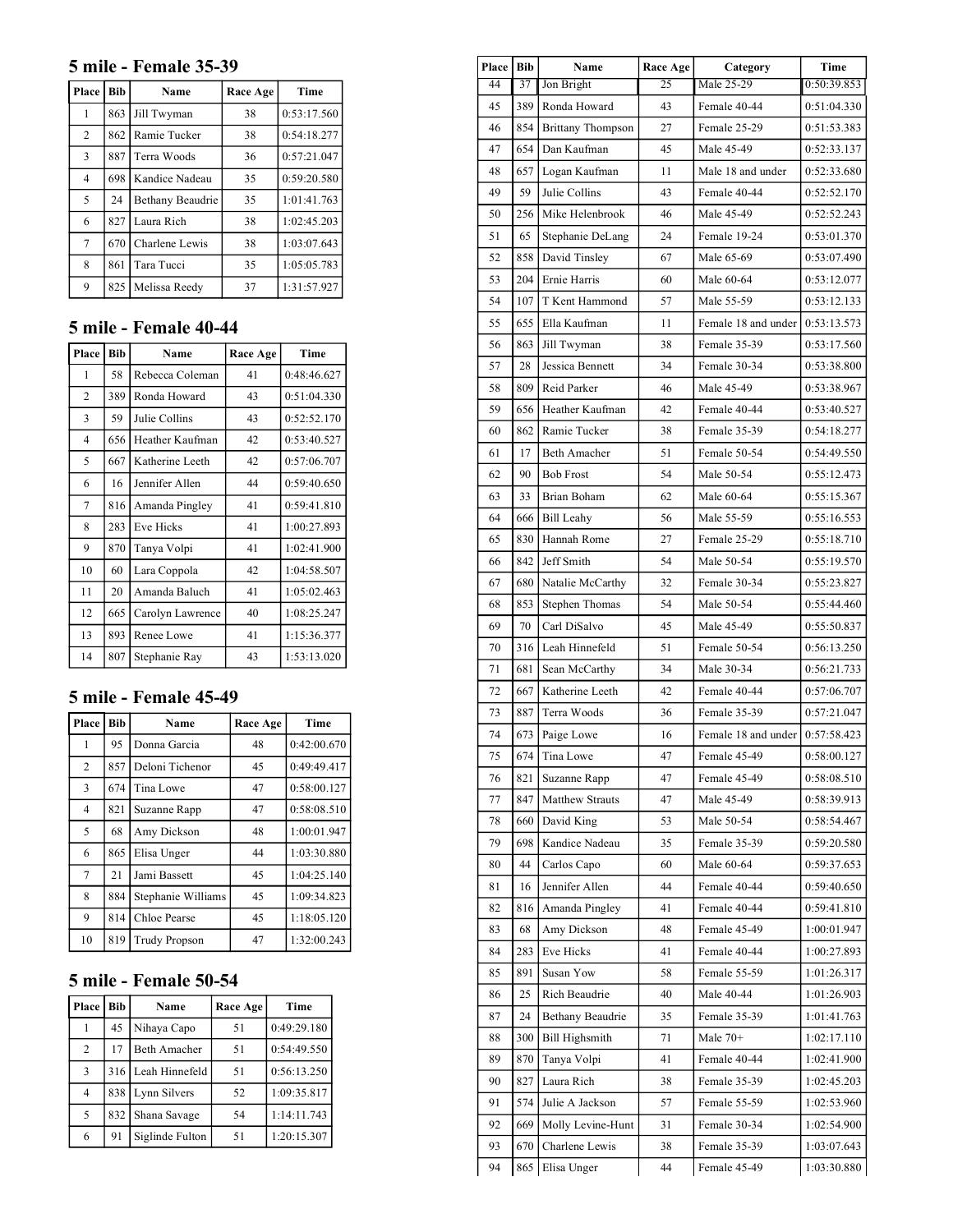## 5 mile - Female 35-39

| Place | Bib | Name | Race Age | Time |
|---|---|---|---|---|
| 1 | 863 | Jill Twyman | 38 | 0:53:17.560 |
| 2 | 862 | Ramie Tucker | 38 | 0:54:18.277 |
| 3 | 887 | Terra Woods | 36 | 0:57:21.047 |
| 4 | 698 | Kandice Nadeau | 35 | 0:59:20.580 |
| 5 | 24 | Bethany Beaudrie | 35 | 1:01:41.763 |
| 6 | 827 | Laura Rich | 38 | 1:02:45.203 |
| 7 | 670 | Charlene Lewis | 38 | 1:03:07.643 |
| 8 | 861 | Tara Tucci | 35 | 1:05:05.783 |
| 9 | 825 | Melissa Reedy | 37 | 1:31:57.927 |

## 5 mile - Female 40-44

| Place | Bib | Name | Race Age | Time |
|---|---|---|---|---|
| 1 | 58 | Rebecca Coleman | 41 | 0:48:46.627 |
| 2 | 389 | Ronda Howard | 43 | 0:51:04.330 |
| 3 | 59 | Julie Collins | 43 | 0:52:52.170 |
| 4 | 656 | Heather Kaufman | 42 | 0:53:40.527 |
| 5 | 667 | Katherine Leeth | 42 | 0:57:06.707 |
| 6 | 16 | Jennifer Allen | 44 | 0:59:40.650 |
| 7 | 816 | Amanda Pingley | 41 | 0:59:41.810 |
| 8 | 283 | Eve Hicks | 41 | 1:00:27.893 |
| 9 | 870 | Tanya Volpi | 41 | 1:02:41.900 |
| 10 | 60 | Lara Coppola | 42 | 1:04:58.507 |
| 11 | 20 | Amanda Baluch | 41 | 1:05:02.463 |
| 12 | 665 | Carolyn Lawrence | 40 | 1:08:25.247 |
| 13 | 893 | Renee Lowe | 41 | 1:15:36.377 |
| 14 | 807 | Stephanie Ray | 43 | 1:53:13.020 |

## 5 mile - Female 45-49

| Place | Bib | Name | Race Age | Time |
|---|---|---|---|---|
| 1 | 95 | Donna Garcia | 48 | 0:42:00.670 |
| 2 | 857 | Deloni Tichenor | 45 | 0:49:49.417 |
| 3 | 674 | Tina Lowe | 47 | 0:58:00.127 |
| 4 | 821 | Suzanne Rapp | 47 | 0:58:08.510 |
| 5 | 68 | Amy Dickson | 48 | 1:00:01.947 |
| 6 | 865 | Elisa Unger | 44 | 1:03:30.880 |
| 7 | 21 | Jami Bassett | 45 | 1:04:25.140 |
| 8 | 884 | Stephanie Williams | 45 | 1:09:34.823 |
| 9 | 814 | Chloe Pearse | 45 | 1:18:05.120 |
| 10 | 819 | Trudy Propson | 47 | 1:32:00.243 |

## 5 mile - Female 50-54

| Place | Bib | Name | Race Age | Time |
|---|---|---|---|---|
| 1 | 45 | Nihaya Capo | 51 | 0:49:29.180 |
| 2 | 17 | Beth Amacher | 51 | 0:54:49.550 |
| 3 | 316 | Leah Hinnefeld | 51 | 0:56:13.250 |
| 4 | 838 | Lynn Silvers | 52 | 1:09:35.817 |
| 5 | 832 | Shana Savage | 54 | 1:14:11.743 |
| 6 | 91 | Siglinde Fulton | 51 | 1:20:15.307 |

| Place | Bib | Name | Race Age | Category | Time |
|---|---|---|---|---|---|
| 44 | 37 | Jon Bright | 25 | Male 25-29 | 0:50:39.853 |
| 45 | 389 | Ronda Howard | 43 | Female 40-44 | 0:51:04.330 |
| 46 | 854 | Brittany Thompson | 27 | Female 25-29 | 0:51:53.383 |
| 47 | 654 | Dan Kaufman | 45 | Male 45-49 | 0:52:33.137 |
| 48 | 657 | Logan Kaufman | 11 | Male 18 and under | 0:52:33.680 |
| 49 | 59 | Julie Collins | 43 | Female 40-44 | 0:52:52.170 |
| 50 | 256 | Mike Helenbrook | 46 | Male 45-49 | 0:52:52.243 |
| 51 | 65 | Stephanie DeLang | 24 | Female 19-24 | 0:53:01.370 |
| 52 | 858 | David Tinsley | 67 | Male 65-69 | 0:53:07.490 |
| 53 | 204 | Ernie Harris | 60 | Male 60-64 | 0:53:12.077 |
| 54 | 107 | T Kent Hammond | 57 | Male 55-59 | 0:53:12.133 |
| 55 | 655 | Ella Kaufman | 11 | Female 18 and under | 0:53:13.573 |
| 56 | 863 | Jill Twyman | 38 | Female 35-39 | 0:53:17.560 |
| 57 | 28 | Jessica Bennett | 34 | Female 30-34 | 0:53:38.800 |
| 58 | 809 | Reid Parker | 46 | Male 45-49 | 0:53:38.967 |
| 59 | 656 | Heather Kaufman | 42 | Female 40-44 | 0:53:40.527 |
| 60 | 862 | Ramie Tucker | 38 | Female 35-39 | 0:54:18.277 |
| 61 | 17 | Beth Amacher | 51 | Female 50-54 | 0:54:49.550 |
| 62 | 90 | Bob Frost | 54 | Male 50-54 | 0:55:12.473 |
| 63 | 33 | Brian Boham | 62 | Male 60-64 | 0:55:15.367 |
| 64 | 666 | Bill Leahy | 56 | Male 55-59 | 0:55:16.553 |
| 65 | 830 | Hannah Rome | 27 | Female 25-29 | 0:55:18.710 |
| 66 | 842 | Jeff Smith | 54 | Male 50-54 | 0:55:19.570 |
| 67 | 680 | Natalie McCarthy | 32 | Female 30-34 | 0:55:23.827 |
| 68 | 853 | Stephen Thomas | 54 | Male 50-54 | 0:55:44.460 |
| 69 | 70 | Carl DiSalvo | 45 | Male 45-49 | 0:55:50.837 |
| 70 | 316 | Leah Hinnefeld | 51 | Female 50-54 | 0:56:13.250 |
| 71 | 681 | Sean McCarthy | 34 | Male 30-34 | 0:56:21.733 |
| 72 | 667 | Katherine Leeth | 42 | Female 40-44 | 0:57:06.707 |
| 73 | 887 | Terra Woods | 36 | Female 35-39 | 0:57:21.047 |
| 74 | 673 | Paige Lowe | 16 | Female 18 and under | 0:57:58.423 |
| 75 | 674 | Tina Lowe | 47 | Female 45-49 | 0:58:00.127 |
| 76 | 821 | Suzanne Rapp | 47 | Female 45-49 | 0:58:08.510 |
| 77 | 847 | Matthew Strauts | 47 | Male 45-49 | 0:58:39.913 |
| 78 | 660 | David King | 53 | Male 50-54 | 0:58:54.467 |
| 79 | 698 | Kandice Nadeau | 35 | Female 35-39 | 0:59:20.580 |
| 80 | 44 | Carlos Capo | 60 | Male 60-64 | 0:59:37.653 |
| 81 | 16 | Jennifer Allen | 44 | Female 40-44 | 0:59:40.650 |
| 82 | 816 | Amanda Pingley | 41 | Female 40-44 | 0:59:41.810 |
| 83 | 68 | Amy Dickson | 48 | Female 45-49 | 1:00:01.947 |
| 84 | 283 | Eve Hicks | 41 | Female 40-44 | 1:00:27.893 |
| 85 | 891 | Susan Yow | 58 | Female 55-59 | 1:01:26.317 |
| 86 | 25 | Rich Beaudrie | 40 | Male 40-44 | 1:01:26.903 |
| 87 | 24 | Bethany Beaudrie | 35 | Female 35-39 | 1:01:41.763 |
| 88 | 300 | Bill Highsmith | 71 | Male 70+ | 1:02:17.110 |
| 89 | 870 | Tanya Volpi | 41 | Female 40-44 | 1:02:41.900 |
| 90 | 827 | Laura Rich | 38 | Female 35-39 | 1:02:45.203 |
| 91 | 574 | Julie A Jackson | 57 | Female 55-59 | 1:02:53.960 |
| 92 | 669 | Molly Levine-Hunt | 31 | Female 30-34 | 1:02:54.900 |
| 93 | 670 | Charlene Lewis | 38 | Female 35-39 | 1:03:07.643 |
| 94 | 865 | Elisa Unger | 44 | Female 45-49 | 1:03:30.880 |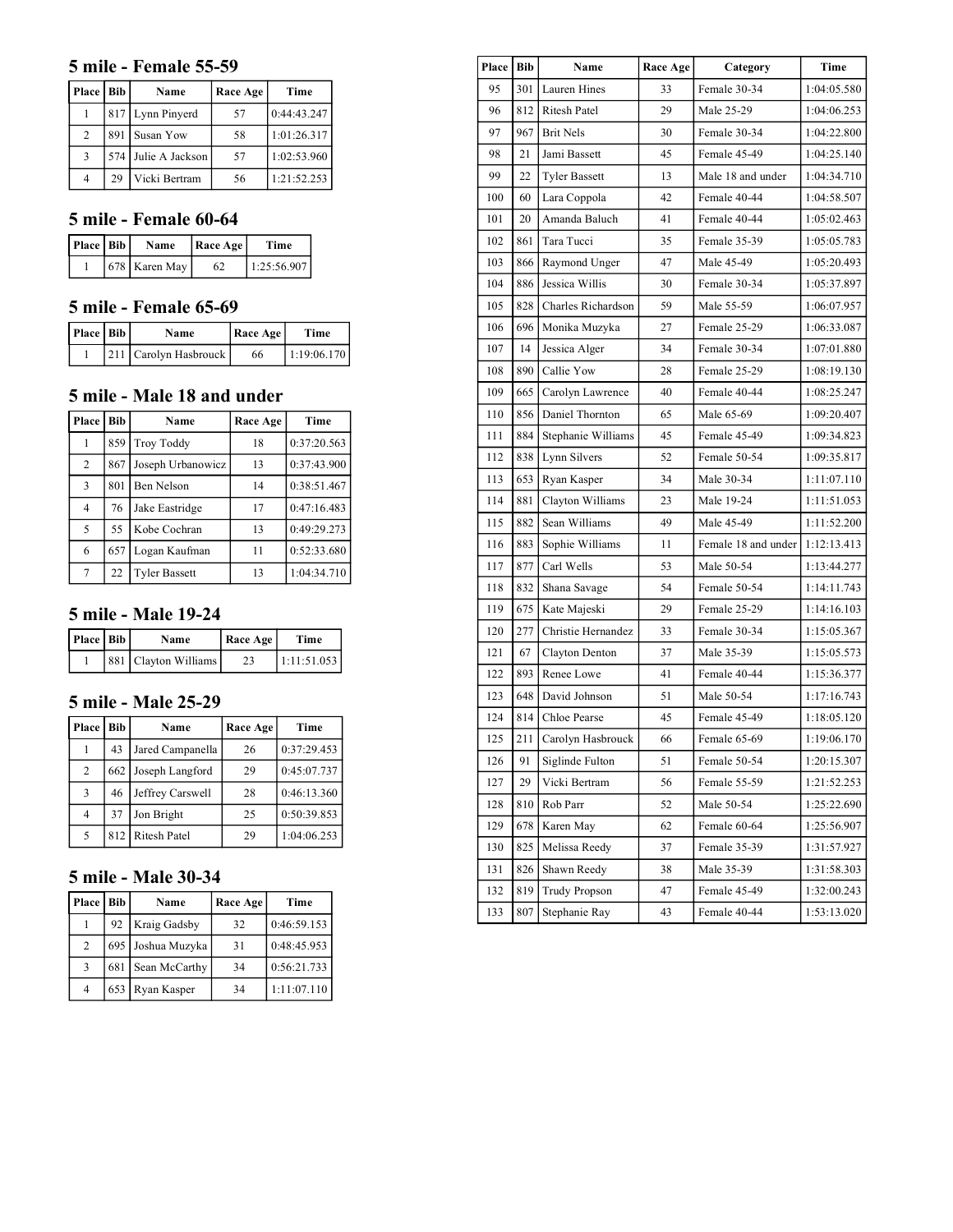## 5 mile - Female 55-59

| Place | Bib | Name | Race Age | Time |
|---|---|---|---|---|
| 1 | 817 | Lynn Pinyerd | 57 | 0:44:43.247 |
| 2 | 891 | Susan Yow | 58 | 1:01:26.317 |
| 3 | 574 | Julie A Jackson | 57 | 1:02:53.960 |
| 4 | 29 | Vicki Bertram | 56 | 1:21:52.253 |

## 5 mile - Female 60-64

| Place | Bib | Name | Race Age | Time |
|---|---|---|---|---|
| 1 | 678 | Karen May | 62 | 1:25:56.907 |

## 5 mile - Female 65-69

| Place | Bib | Name | Race Age | Time |
|---|---|---|---|---|
| 1 | 211 | Carolyn Hasbrouck | 66 | 1:19:06.170 |

## 5 mile - Male 18 and under

| Place | Bib | Name | Race Age | Time |
|---|---|---|---|---|
| 1 | 859 | Troy Toddy | 18 | 0:37:20.563 |
| 2 | 867 | Joseph Urbanowicz | 13 | 0:37:43.900 |
| 3 | 801 | Ben Nelson | 14 | 0:38:51.467 |
| 4 | 76 | Jake Eastridge | 17 | 0:47:16.483 |
| 5 | 55 | Kobe Cochran | 13 | 0:49:29.273 |
| 6 | 657 | Logan Kaufman | 11 | 0:52:33.680 |
| 7 | 22 | Tyler Bassett | 13 | 1:04:34.710 |

## 5 mile - Male 19-24

| Place | Bib | Name | Race Age | Time |
|---|---|---|---|---|
| 1 | 881 | Clayton Williams | 23 | 1:11:51.053 |

## 5 mile - Male 25-29

| Place | Bib | Name | Race Age | Time |
|---|---|---|---|---|
| 1 | 43 | Jared Campanella | 26 | 0:37:29.453 |
| 2 | 662 | Joseph Langford | 29 | 0:45:07.737 |
| 3 | 46 | Jeffrey Carswell | 28 | 0:46:13.360 |
| 4 | 37 | Jon Bright | 25 | 0:50:39.853 |
| 5 | 812 | Ritesh Patel | 29 | 1:04:06.253 |

## 5 mile - Male 30-34

| Place | Bib | Name | Race Age | Time |
|---|---|---|---|---|
| 1 | 92 | Kraig Gadsby | 32 | 0:46:59.153 |
| 2 | 695 | Joshua Muzyka | 31 | 0:48:45.953 |
| 3 | 681 | Sean McCarthy | 34 | 0:56:21.733 |
| 4 | 653 | Ryan Kasper | 34 | 1:11:07.110 |

| Place | Bib | Name | Race Age | Category | Time |
|---|---|---|---|---|---|
| 95 | 301 | Lauren Hines | 33 | Female 30-34 | 1:04:05.580 |
| 96 | 812 | Ritesh Patel | 29 | Male 25-29 | 1:04:06.253 |
| 97 | 967 | Brit Nels | 30 | Female 30-34 | 1:04:22.800 |
| 98 | 21 | Jami Bassett | 45 | Female 45-49 | 1:04:25.140 |
| 99 | 22 | Tyler Bassett | 13 | Male 18 and under | 1:04:34.710 |
| 100 | 60 | Lara Coppola | 42 | Female 40-44 | 1:04:58.507 |
| 101 | 20 | Amanda Baluch | 41 | Female 40-44 | 1:05:02.463 |
| 102 | 861 | Tara Tucci | 35 | Female 35-39 | 1:05:05.783 |
| 103 | 866 | Raymond Unger | 47 | Male 45-49 | 1:05:20.493 |
| 104 | 886 | Jessica Willis | 30 | Female 30-34 | 1:05:37.897 |
| 105 | 828 | Charles Richardson | 59 | Male 55-59 | 1:06:07.957 |
| 106 | 696 | Monika Muzyka | 27 | Female 25-29 | 1:06:33.087 |
| 107 | 14 | Jessica Alger | 34 | Female 30-34 | 1:07:01.880 |
| 108 | 890 | Callie Yow | 28 | Female 25-29 | 1:08:19.130 |
| 109 | 665 | Carolyn Lawrence | 40 | Female 40-44 | 1:08:25.247 |
| 110 | 856 | Daniel Thornton | 65 | Male 65-69 | 1:09:20.407 |
| 111 | 884 | Stephanie Williams | 45 | Female 45-49 | 1:09:34.823 |
| 112 | 838 | Lynn Silvers | 52 | Female 50-54 | 1:09:35.817 |
| 113 | 653 | Ryan Kasper | 34 | Male 30-34 | 1:11:07.110 |
| 114 | 881 | Clayton Williams | 23 | Male 19-24 | 1:11:51.053 |
| 115 | 882 | Sean Williams | 49 | Male 45-49 | 1:11:52.200 |
| 116 | 883 | Sophie Williams | 11 | Female 18 and under | 1:12:13.413 |
| 117 | 877 | Carl Wells | 53 | Male 50-54 | 1:13:44.277 |
| 118 | 832 | Shana Savage | 54 | Female 50-54 | 1:14:11.743 |
| 119 | 675 | Kate Majeski | 29 | Female 25-29 | 1:14:16.103 |
| 120 | 277 | Christie Hernandez | 33 | Female 30-34 | 1:15:05.367 |
| 121 | 67 | Clayton Denton | 37 | Male 35-39 | 1:15:05.573 |
| 122 | 893 | Renee Lowe | 41 | Female 40-44 | 1:15:36.377 |
| 123 | 648 | David Johnson | 51 | Male 50-54 | 1:17:16.743 |
| 124 | 814 | Chloe Pearse | 45 | Female 45-49 | 1:18:05.120 |
| 125 | 211 | Carolyn Hasbrouck | 66 | Female 65-69 | 1:19:06.170 |
| 126 | 91 | Siglinde Fulton | 51 | Female 50-54 | 1:20:15.307 |
| 127 | 29 | Vicki Bertram | 56 | Female 55-59 | 1:21:52.253 |
| 128 | 810 | Rob Parr | 52 | Male 50-54 | 1:25:22.690 |
| 129 | 678 | Karen May | 62 | Female 60-64 | 1:25:56.907 |
| 130 | 825 | Melissa Reedy | 37 | Female 35-39 | 1:31:57.927 |
| 131 | 826 | Shawn Reedy | 38 | Male 35-39 | 1:31:58.303 |
| 132 | 819 | Trudy Propson | 47 | Female 45-49 | 1:32:00.243 |
| 133 | 807 | Stephanie Ray | 43 | Female 40-44 | 1:53:13.020 |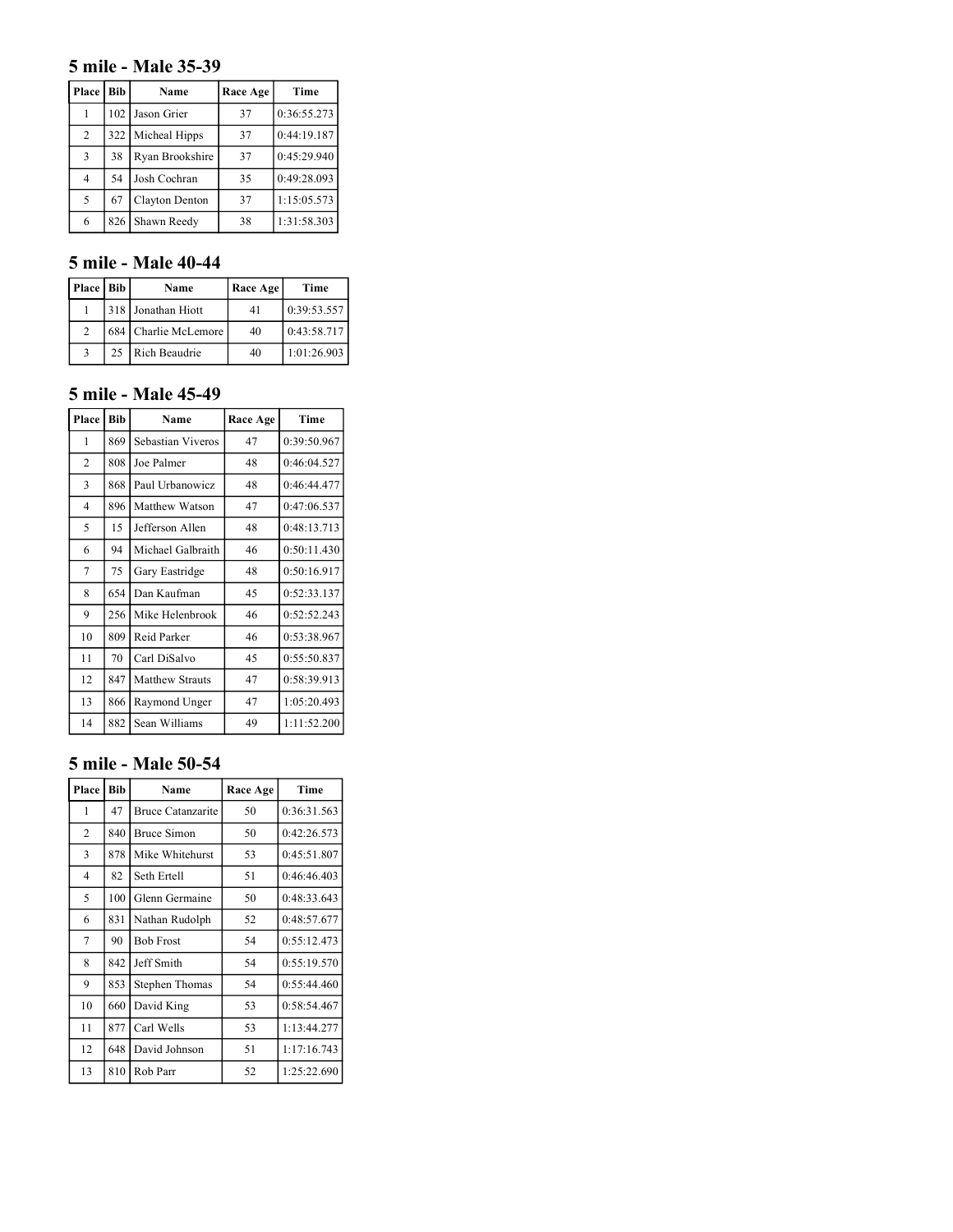### 5 mile - Male 35-39

| Place | Bib | Name | Race Age | Time |
|---|---|---|---|---|
| 1 | 102 | Jason Grier | 37 | 0:36:55.273 |
| 2 | 322 | Micheal Hipps | 37 | 0:44:19.187 |
| 3 | 38 | Ryan Brookshire | 37 | 0:45:29.940 |
| 4 | 54 | Josh Cochran | 35 | 0:49:28.093 |
| 5 | 67 | Clayton Denton | 37 | 1:15:05.573 |
| 6 | 826 | Shawn Reedy | 38 | 1:31:58.303 |

### 5 mile - Male 40-44

| Place | Bib | Name | Race Age | Time |
|---|---|---|---|---|
| 1 | 318 | Jonathan Hiott | 41 | 0:39:53.557 |
| 2 | 684 | Charlie McLemore | 40 | 0:43:58.717 |
| 3 | 25 | Rich Beaudrie | 40 | 1:01:26.903 |

### 5 mile - Male 45-49

| Place | Bib | Name | Race Age | Time |
|---|---|---|---|---|
| 1 | 869 | Sebastian Viveros | 47 | 0:39:50.967 |
| 2 | 808 | Joe Palmer | 48 | 0:46:04.527 |
| 3 | 868 | Paul Urbanowicz | 48 | 0:46:44.477 |
| 4 | 896 | Matthew Watson | 47 | 0:47:06.537 |
| 5 | 15 | Jefferson Allen | 48 | 0:48:13.713 |
| 6 | 94 | Michael Galbraith | 46 | 0:50:11.430 |
| 7 | 75 | Gary Eastridge | 48 | 0:50:16.917 |
| 8 | 654 | Dan Kaufman | 45 | 0:52:33.137 |
| 9 | 256 | Mike Helenbrook | 46 | 0:52:52.243 |
| 10 | 809 | Reid Parker | 46 | 0:53:38.967 |
| 11 | 70 | Carl DiSalvo | 45 | 0:55:50.837 |
| 12 | 847 | Matthew Strauts | 47 | 0:58:39.913 |
| 13 | 866 | Raymond Unger | 47 | 1:05:20.493 |
| 14 | 882 | Sean Williams | 49 | 1:11:52.200 |

### 5 mile - Male 50-54

| Place | Bib | Name | Race Age | Time |
|---|---|---|---|---|
| 1 | 47 | Bruce Catanzarite | 50 | 0:36:31.563 |
| 2 | 840 | Bruce Simon | 50 | 0:42:26.573 |
| 3 | 878 | Mike Whitehurst | 53 | 0:45:51.807 |
| 4 | 82 | Seth Ertell | 51 | 0:46:46.403 |
| 5 | 100 | Glenn Germaine | 50 | 0:48:33.643 |
| 6 | 831 | Nathan Rudolph | 52 | 0:48:57.677 |
| 7 | 90 | Bob Frost | 54 | 0:55:12.473 |
| 8 | 842 | Jeff Smith | 54 | 0:55:19.570 |
| 9 | 853 | Stephen Thomas | 54 | 0:55:44.460 |
| 10 | 660 | David King | 53 | 0:58:54.467 |
| 11 | 877 | Carl Wells | 53 | 1:13:44.277 |
| 12 | 648 | David Johnson | 51 | 1:17:16.743 |
| 13 | 810 | Rob Parr | 52 | 1:25:22.690 |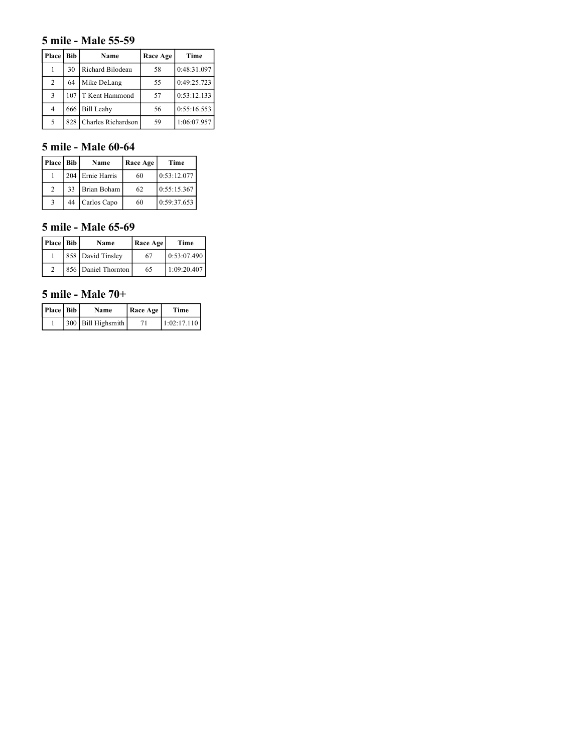## 5 mile - Male 55-59

| Place | Bib | Name | Race Age | Time |
|---|---|---|---|---|
| 1 | 30 | Richard Bilodeau | 58 | 0:48:31.097 |
| 2 | 64 | Mike DeLang | 55 | 0:49:25.723 |
| 3 | 107 | T Kent Hammond | 57 | 0:53:12.133 |
| 4 | 666 | Bill Leahy | 56 | 0:55:16.553 |
| 5 | 828 | Charles Richardson | 59 | 1:06:07.957 |

## 5 mile - Male 60-64

| Place | Bib | Name | Race Age | Time |
|---|---|---|---|---|
| 1 | 204 | Ernie Harris | 60 | 0:53:12.077 |
| 2 | 33 | Brian Boham | 62 | 0:55:15.367 |
| 3 | 44 | Carlos Capo | 60 | 0:59:37.653 |

## 5 mile - Male 65-69

| Place | Bib | Name | Race Age | Time |
|---|---|---|---|---|
| 1 | 858 | David Tinsley | 67 | 0:53:07.490 |
| 2 | 856 | Daniel Thornton | 65 | 1:09:20.407 |

## 5 mile - Male 70+

| Place | Bib | Name | Race Age | Time |
|---|---|---|---|---|
| 1 | 300 | Bill Highsmith | 71 | 1:02:17.110 |